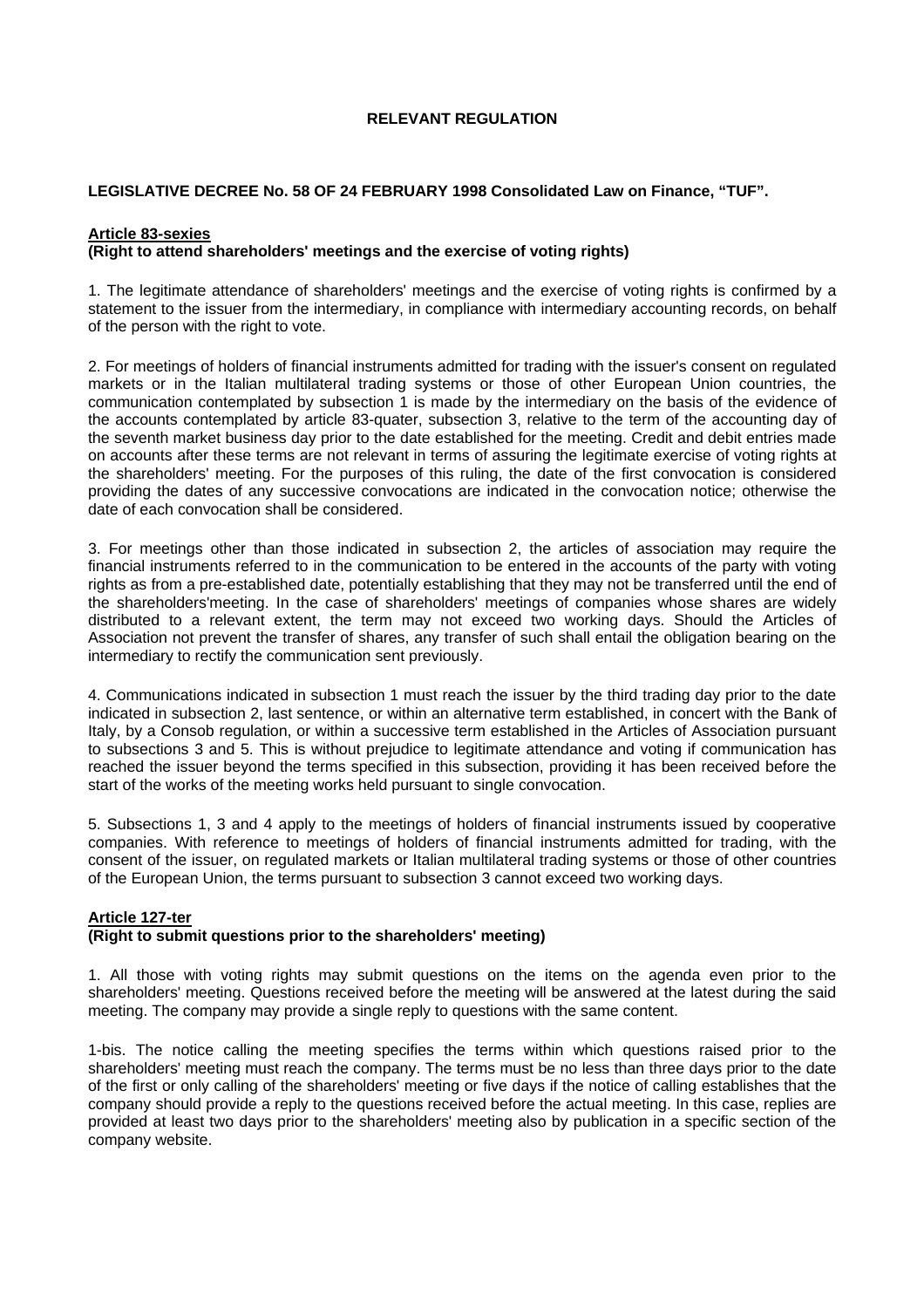# RELEVANT REGULATION

## LEGISLATIVE DECREE No. 58 OF 24 FEBRUARY 1998 Consolidated Law on Finance, "TUF".

### Article 83-sexies
**(Right to attend shareholders' meetings and the exercise of voting rights)**

1. The legitimate attendance of shareholders' meetings and the exercise of voting rights is confirmed by a statement to the issuer from the intermediary, in compliance with intermediary accounting records, on behalf of the person with the right to vote.

2. For meetings of holders of financial instruments admitted for trading with the issuer's consent on regulated markets or in the Italian multilateral trading systems or those of other European Union countries, the communication contemplated by subsection 1 is made by the intermediary on the basis of the evidence of the accounts contemplated by article 83-quater, subsection 3, relative to the term of the accounting day of the seventh market business day prior to the date established for the meeting. Credit and debit entries made on accounts after these terms are not relevant in terms of assuring the legitimate exercise of voting rights at the shareholders' meeting. For the purposes of this ruling, the date of the first convocation is considered providing the dates of any successive convocations are indicated in the convocation notice; otherwise the date of each convocation shall be considered.

3. For meetings other than those indicated in subsection 2, the articles of association may require the financial instruments referred to in the communication to be entered in the accounts of the party with voting rights as from a pre-established date, potentially establishing that they may not be transferred until the end of the shareholders'meeting. In the case of shareholders' meetings of companies whose shares are widely distributed to a relevant extent, the term may not exceed two working days. Should the Articles of Association not prevent the transfer of shares, any transfer of such shall entail the obligation bearing on the intermediary to rectify the communication sent previously.

4. Communications indicated in subsection 1 must reach the issuer by the third trading day prior to the date indicated in subsection 2, last sentence, or within an alternative term established, in concert with the Bank of Italy, by a Consob regulation, or within a successive term established in the Articles of Association pursuant to subsections 3 and 5. This is without prejudice to legitimate attendance and voting if communication has reached the issuer beyond the terms specified in this subsection, providing it has been received before the start of the works of the meeting works held pursuant to single convocation.

5. Subsections 1, 3 and 4 apply to the meetings of holders of financial instruments issued by cooperative companies. With reference to meetings of holders of financial instruments admitted for trading, with the consent of the issuer, on regulated markets or Italian multilateral trading systems or those of other countries of the European Union, the terms pursuant to subsection 3 cannot exceed two working days.

### Article 127-ter
**(Right to submit questions prior to the shareholders' meeting)**

1. All those with voting rights may submit questions on the items on the agenda even prior to the shareholders' meeting. Questions received before the meeting will be answered at the latest during the said meeting. The company may provide a single reply to questions with the same content.

1-bis. The notice calling the meeting specifies the terms within which questions raised prior to the shareholders' meeting must reach the company. The terms must be no less than three days prior to the date of the first or only calling of the shareholders' meeting or five days if the notice of calling establishes that the company should provide a reply to the questions received before the actual meeting. In this case, replies are provided at least two days prior to the shareholders' meeting also by publication in a specific section of the company website.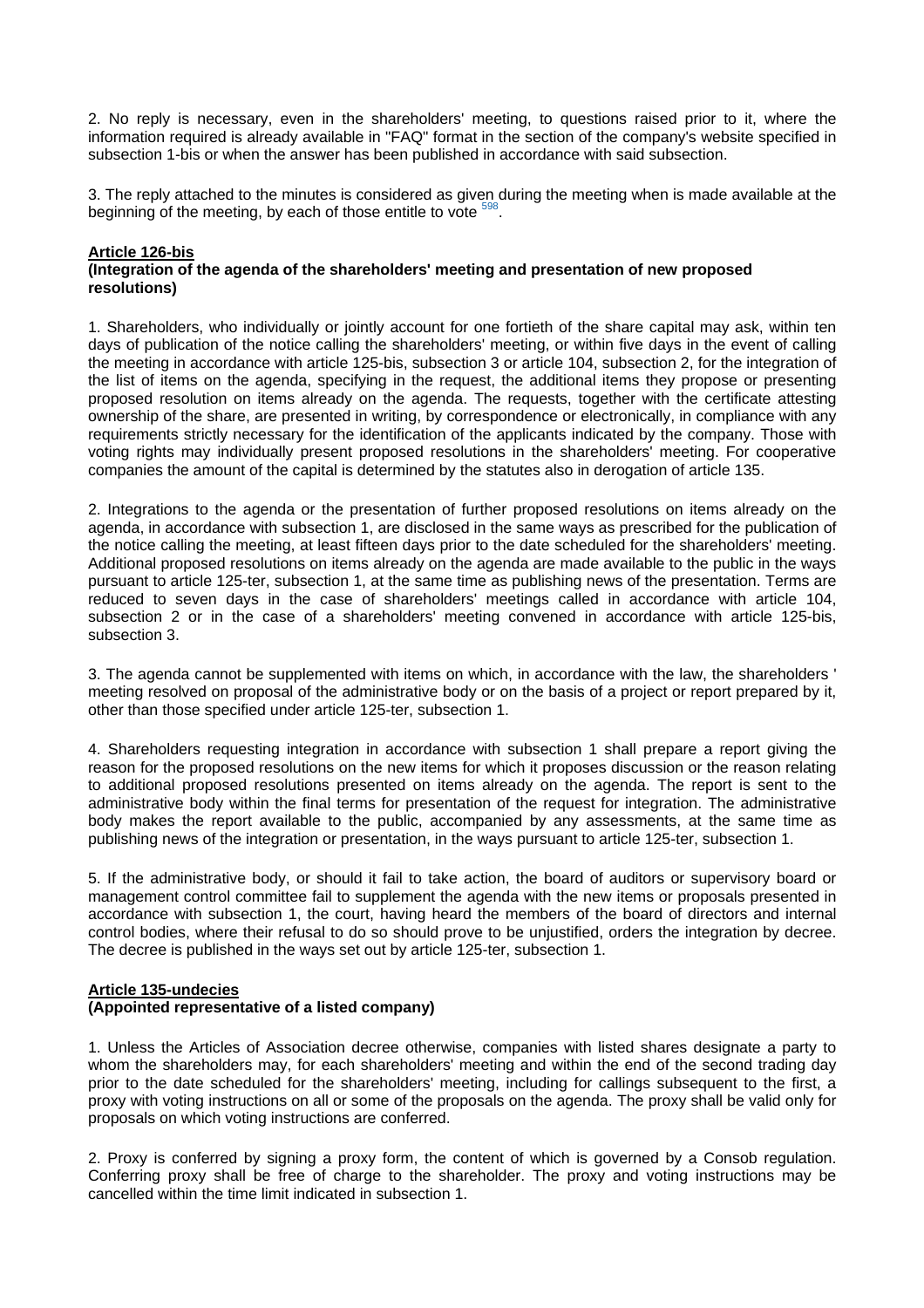2. No reply is necessary, even in the shareholders' meeting, to questions raised prior to it, where the information required is already available in "FAQ" format in the section of the company's website specified in subsection 1-bis or when the answer has been published in accordance with said subsection.

3. The reply attached to the minutes is considered as given during the meeting when is made available at the beginning of the meeting, by each of those entitle to vote [598].

**Article 126-bis**
**(Integration of the agenda of the shareholders' meeting and presentation of new proposed resolutions)**

1. Shareholders, who individually or jointly account for one fortieth of the share capital may ask, within ten days of publication of the notice calling the shareholders' meeting, or within five days in the event of calling the meeting in accordance with article 125-bis, subsection 3 or article 104, subsection 2, for the integration of the list of items on the agenda, specifying in the request, the additional items they propose or presenting proposed resolution on items already on the agenda. The requests, together with the certificate attesting ownership of the share, are presented in writing, by correspondence or electronically, in compliance with any requirements strictly necessary for the identification of the applicants indicated by the company. Those with voting rights may individually present proposed resolutions in the shareholders' meeting. For cooperative companies the amount of the capital is determined by the statutes also in derogation of article 135.

2. Integrations to the agenda or the presentation of further proposed resolutions on items already on the agenda, in accordance with subsection 1, are disclosed in the same ways as prescribed for the publication of the notice calling the meeting, at least fifteen days prior to the date scheduled for the shareholders' meeting. Additional proposed resolutions on items already on the agenda are made available to the public in the ways pursuant to article 125-ter, subsection 1, at the same time as publishing news of the presentation. Terms are reduced to seven days in the case of shareholders' meetings called in accordance with article 104, subsection 2 or in the case of a shareholders' meeting convened in accordance with article 125-bis, subsection 3.

3. The agenda cannot be supplemented with items on which, in accordance with the law, the shareholders ' meeting resolved on proposal of the administrative body or on the basis of a project or report prepared by it, other than those specified under article 125-ter, subsection 1.

4. Shareholders requesting integration in accordance with subsection 1 shall prepare a report giving the reason for the proposed resolutions on the new items for which it proposes discussion or the reason relating to additional proposed resolutions presented on items already on the agenda. The report is sent to the administrative body within the final terms for presentation of the request for integration. The administrative body makes the report available to the public, accompanied by any assessments, at the same time as publishing news of the integration or presentation, in the ways pursuant to article 125-ter, subsection 1.

5. If the administrative body, or should it fail to take action, the board of auditors or supervisory board or management control committee fail to supplement the agenda with the new items or proposals presented in accordance with subsection 1, the court, having heard the members of the board of directors and internal control bodies, where their refusal to do so should prove to be unjustified, orders the integration by decree. The decree is published in the ways set out by article 125-ter, subsection 1.

**Article 135-undecies**
**(Appointed representative of a listed company)**

1. Unless the Articles of Association decree otherwise, companies with listed shares designate a party to whom the shareholders may, for each shareholders' meeting and within the end of the second trading day prior to the date scheduled for the shareholders' meeting, including for callings subsequent to the first, a proxy with voting instructions on all or some of the proposals on the agenda. The proxy shall be valid only for proposals on which voting instructions are conferred.

2. Proxy is conferred by signing a proxy form, the content of which is governed by a Consob regulation. Conferring proxy shall be free of charge to the shareholder. The proxy and voting instructions may be cancelled within the time limit indicated in subsection 1.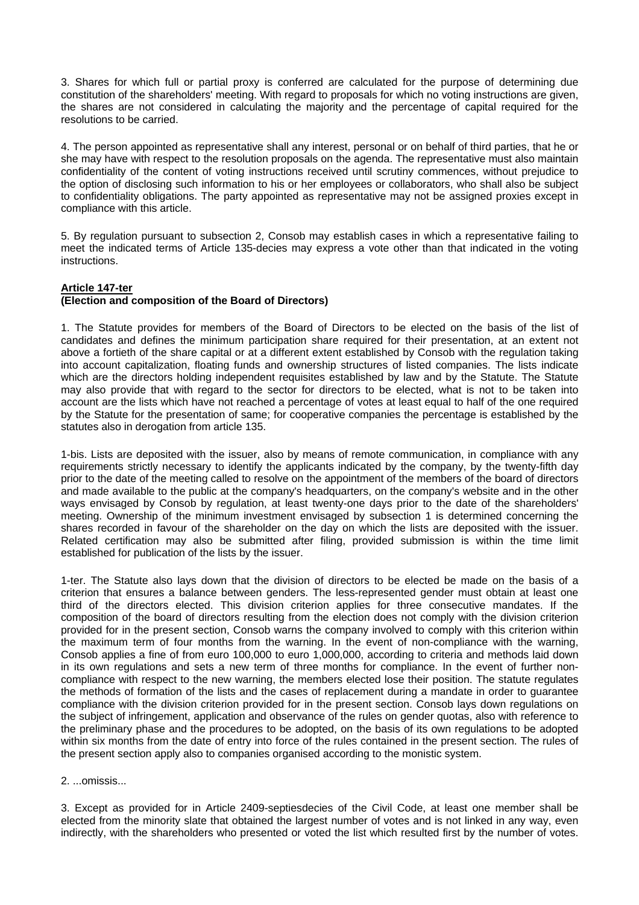3. Shares for which full or partial proxy is conferred are calculated for the purpose of determining due constitution of the shareholders' meeting. With regard to proposals for which no voting instructions are given, the shares are not considered in calculating the majority and the percentage of capital required for the resolutions to be carried.

4. The person appointed as representative shall any interest, personal or on behalf of third parties, that he or she may have with respect to the resolution proposals on the agenda. The representative must also maintain confidentiality of the content of voting instructions received until scrutiny commences, without prejudice to the option of disclosing such information to his or her employees or collaborators, who shall also be subject to confidentiality obligations. The party appointed as representative may not be assigned proxies except in compliance with this article.

5. By regulation pursuant to subsection 2, Consob may establish cases in which a representative failing to meet the indicated terms of Article 135-decies may express a vote other than that indicated in the voting instructions.

**Article 147-ter**
**(Election and composition of the Board of Directors)**

1. The Statute provides for members of the Board of Directors to be elected on the basis of the list of candidates and defines the minimum participation share required for their presentation, at an extent not above a fortieth of the share capital or at a different extent established by Consob with the regulation taking into account capitalization, floating funds and ownership structures of listed companies. The lists indicate which are the directors holding independent requisites established by law and by the Statute. The Statute may also provide that with regard to the sector for directors to be elected, what is not to be taken into account are the lists which have not reached a percentage of votes at least equal to half of the one required by the Statute for the presentation of same; for cooperative companies the percentage is established by the statutes also in derogation from article 135.

1-bis. Lists are deposited with the issuer, also by means of remote communication, in compliance with any requirements strictly necessary to identify the applicants indicated by the company, by the twenty-fifth day prior to the date of the meeting called to resolve on the appointment of the members of the board of directors and made available to the public at the company's headquarters, on the company's website and in the other ways envisaged by Consob by regulation, at least twenty-one days prior to the date of the shareholders' meeting. Ownership of the minimum investment envisaged by subsection 1 is determined concerning the shares recorded in favour of the shareholder on the day on which the lists are deposited with the issuer. Related certification may also be submitted after filing, provided submission is within the time limit established for publication of the lists by the issuer.

1-ter. The Statute also lays down that the division of directors to be elected be made on the basis of a criterion that ensures a balance between genders. The less-represented gender must obtain at least one third of the directors elected. This division criterion applies for three consecutive mandates. If the composition of the board of directors resulting from the election does not comply with the division criterion provided for in the present section, Consob warns the company involved to comply with this criterion within the maximum term of four months from the warning. In the event of non-compliance with the warning, Consob applies a fine of from euro 100,000 to euro 1,000,000, according to criteria and methods laid down in its own regulations and sets a new term of three months for compliance. In the event of further non-compliance with respect to the new warning, the members elected lose their position. The statute regulates the methods of formation of the lists and the cases of replacement during a mandate in order to guarantee compliance with the division criterion provided for in the present section. Consob lays down regulations on the subject of infringement, application and observance of the rules on gender quotas, also with reference to the preliminary phase and the procedures to be adopted, on the basis of its own regulations to be adopted within six months from the date of entry into force of the rules contained in the present section. The rules of the present section apply also to companies organised according to the monistic system.

2. ...omissis...

3. Except as provided for in Article 2409-septiesdecies of the Civil Code, at least one member shall be elected from the minority slate that obtained the largest number of votes and is not linked in any way, even indirectly, with the shareholders who presented or voted the list which resulted first by the number of votes.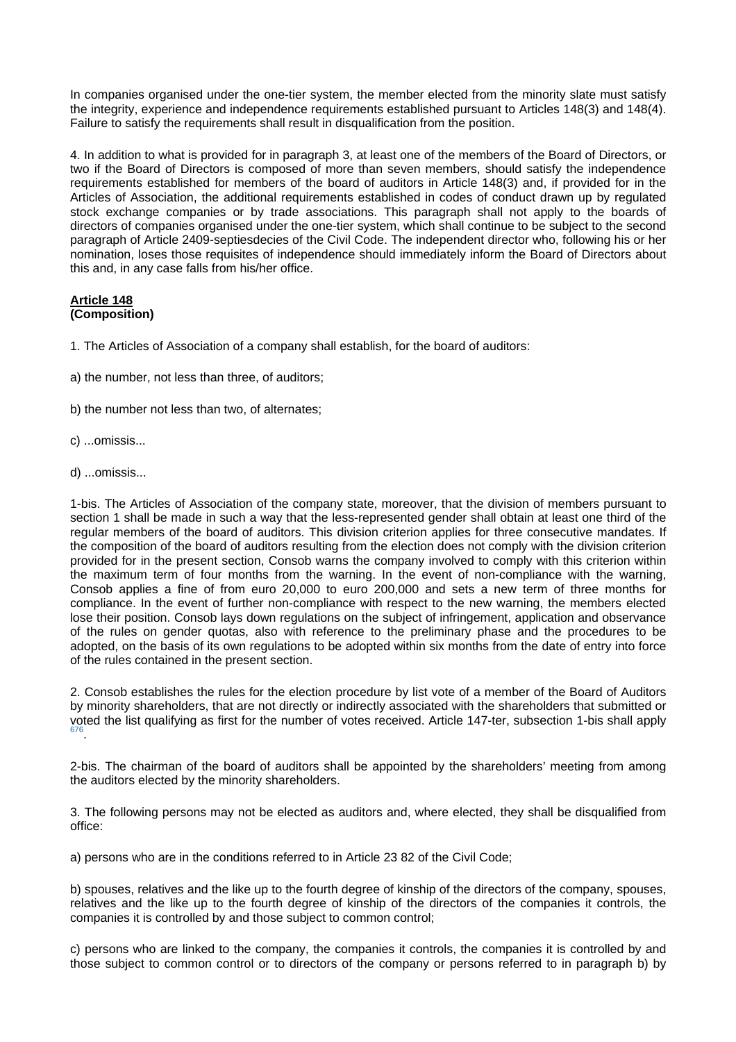In companies organised under the one-tier system, the member elected from the minority slate must satisfy the integrity, experience and independence requirements established pursuant to Articles 148(3) and 148(4). Failure to satisfy the requirements shall result in disqualification from the position.

4. In addition to what is provided for in paragraph 3, at least one of the members of the Board of Directors, or two if the Board of Directors is composed of more than seven members, should satisfy the independence requirements established for members of the board of auditors in Article 148(3) and, if provided for in the Articles of Association, the additional requirements established in codes of conduct drawn up by regulated stock exchange companies or by trade associations. This paragraph shall not apply to the boards of directors of companies organised under the one-tier system, which shall continue to be subject to the second paragraph of Article 2409-septiesdecies of the Civil Code. The independent director who, following his or her nomination, loses those requisites of independence should immediately inform the Board of Directors about this and, in any case falls from his/her office.

**Article 148**
**(Composition)**

1. The Articles of Association of a company shall establish, for the board of auditors:

a) the number, not less than three, of auditors;

b) the number not less than two, of alternates;

c) ...omissis...

d) ...omissis...

1-bis. The Articles of Association of the company state, moreover, that the division of members pursuant to section 1 shall be made in such a way that the less-represented gender shall obtain at least one third of the regular members of the board of auditors. This division criterion applies for three consecutive mandates. If the composition of the board of auditors resulting from the election does not comply with the division criterion provided for in the present section, Consob warns the company involved to comply with this criterion within the maximum term of four months from the warning. In the event of non-compliance with the warning, Consob applies a fine of from euro 20,000 to euro 200,000 and sets a new term of three months for compliance. In the event of further non-compliance with respect to the new warning, the members elected lose their position. Consob lays down regulations on the subject of infringement, application and observance of the rules on gender quotas, also with reference to the preliminary phase and the procedures to be adopted, on the basis of its own regulations to be adopted within six months from the date of entry into force of the rules contained in the present section.

2. Consob establishes the rules for the election procedure by list vote of a member of the Board of Auditors by minority shareholders, that are not directly or indirectly associated with the shareholders that submitted or voted the list qualifying as first for the number of votes received. Article 147-ter, subsection 1-bis shall apply [676].

2-bis. The chairman of the board of auditors shall be appointed by the shareholders' meeting from among the auditors elected by the minority shareholders.

3. The following persons may not be elected as auditors and, where elected, they shall be disqualified from office:

a) persons who are in the conditions referred to in Article 23 82 of the Civil Code;

b) spouses, relatives and the like up to the fourth degree of kinship of the directors of the company, spouses, relatives and the like up to the fourth degree of kinship of the directors of the companies it controls, the companies it is controlled by and those subject to common control;

c) persons who are linked to the company, the companies it controls, the companies it is controlled by and those subject to common control or to directors of the company or persons referred to in paragraph b) by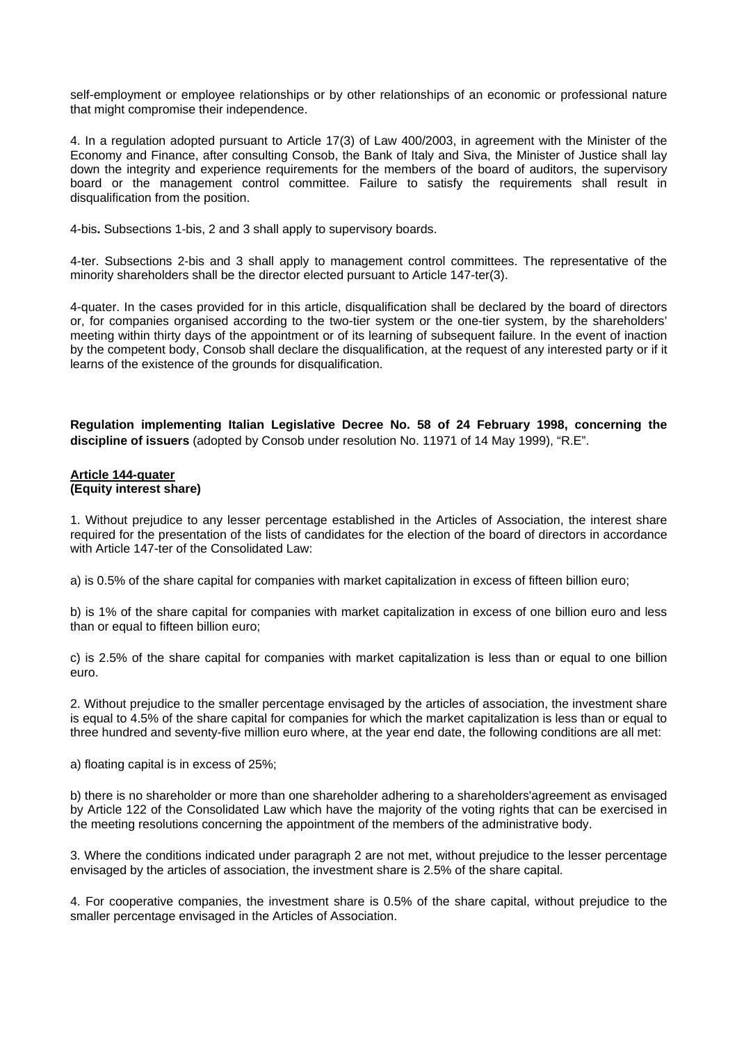self-employment or employee relationships or by other relationships of an economic or professional nature that might compromise their independence.

4. In a regulation adopted pursuant to Article 17(3) of Law 400/2003, in agreement with the Minister of the Economy and Finance, after consulting Consob, the Bank of Italy and Siva, the Minister of Justice shall lay down the integrity and experience requirements for the members of the board of auditors, the supervisory board or the management control committee. Failure to satisfy the requirements shall result in disqualification from the position.

4-bis**.** Subsections 1-bis, 2 and 3 shall apply to supervisory boards.

4-ter. Subsections 2-bis and 3 shall apply to management control committees. The representative of the minority shareholders shall be the director elected pursuant to Article 147-ter(3).

4-quater. In the cases provided for in this article, disqualification shall be declared by the board of directors or, for companies organised according to the two-tier system or the one-tier system, by the shareholders' meeting within thirty days of the appointment or of its learning of subsequent failure. In the event of inaction by the competent body, Consob shall declare the disqualification, at the request of any interested party or if it learns of the existence of the grounds for disqualification.

**Regulation implementing Italian Legislative Decree No. 58 of 24 February 1998, concerning the discipline of issuers** (adopted by Consob under resolution No. 11971 of 14 May 1999), "R.E".

**Article 144-quater**
**(Equity interest share)**

1. Without prejudice to any lesser percentage established in the Articles of Association, the interest share required for the presentation of the lists of candidates for the election of the board of directors in accordance with Article 147-ter of the Consolidated Law:

a) is 0.5% of the share capital for companies with market capitalization in excess of fifteen billion euro;

b) is 1% of the share capital for companies with market capitalization in excess of one billion euro and less than or equal to fifteen billion euro;

c) is 2.5% of the share capital for companies with market capitalization is less than or equal to one billion euro.

2. Without prejudice to the smaller percentage envisaged by the articles of association, the investment share is equal to 4.5% of the share capital for companies for which the market capitalization is less than or equal to three hundred and seventy-five million euro where, at the year end date, the following conditions are all met:

a) floating capital is in excess of 25%;

b) there is no shareholder or more than one shareholder adhering to a shareholders'agreement as envisaged by Article 122 of the Consolidated Law which have the majority of the voting rights that can be exercised in the meeting resolutions concerning the appointment of the members of the administrative body.

3. Where the conditions indicated under paragraph 2 are not met, without prejudice to the lesser percentage envisaged by the articles of association, the investment share is 2.5% of the share capital.

4. For cooperative companies, the investment share is 0.5% of the share capital, without prejudice to the smaller percentage envisaged in the Articles of Association.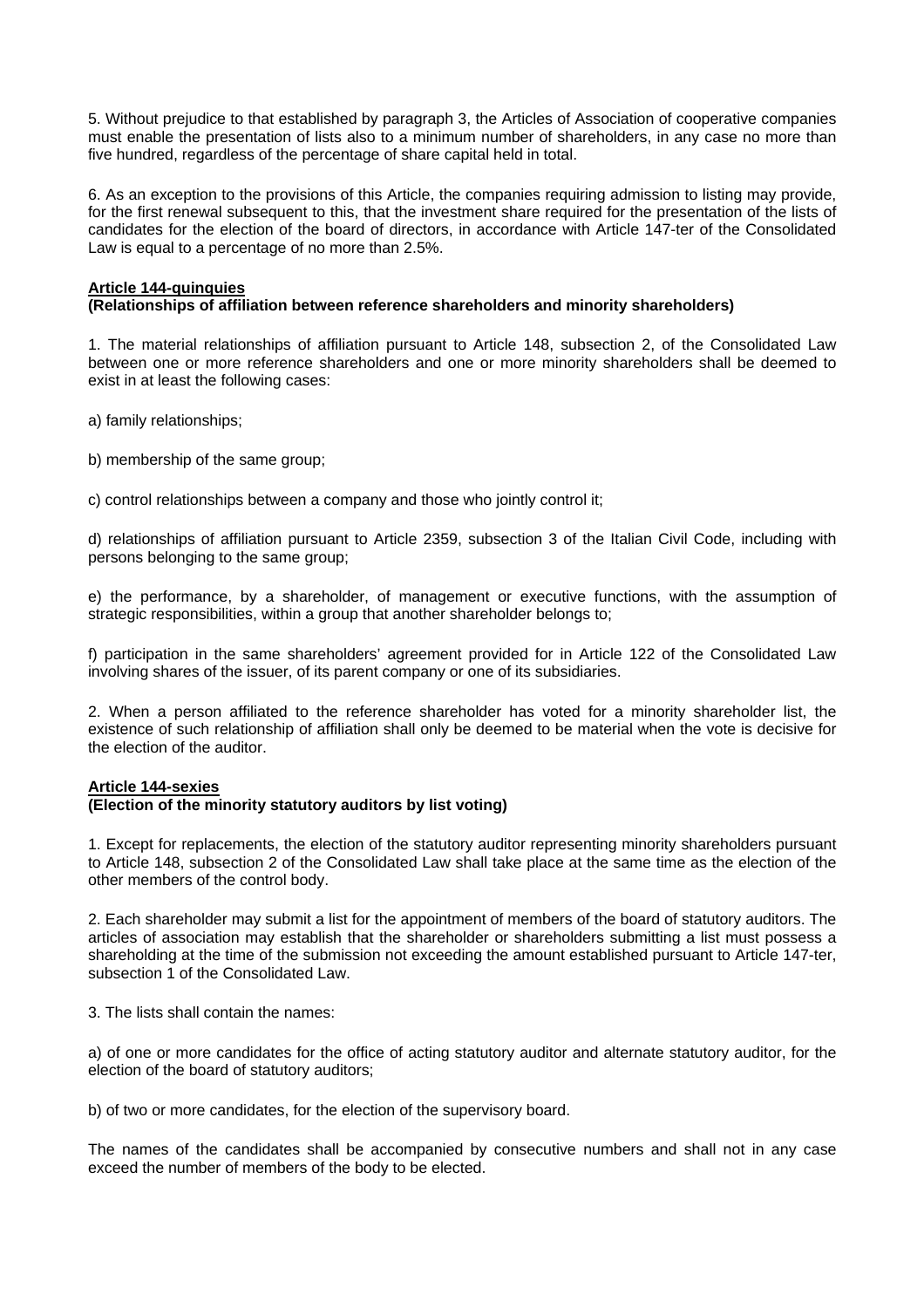5. Without prejudice to that established by paragraph 3, the Articles of Association of cooperative companies must enable the presentation of lists also to a minimum number of shareholders, in any case no more than five hundred, regardless of the percentage of share capital held in total.

6. As an exception to the provisions of this Article, the companies requiring admission to listing may provide, for the first renewal subsequent to this, that the investment share required for the presentation of the lists of candidates for the election of the board of directors, in accordance with Article 147-ter of the Consolidated Law is equal to a percentage of no more than 2.5%.

**Article 144-quinquies**
**(Relationships of affiliation between reference shareholders and minority shareholders)**

1. The material relationships of affiliation pursuant to Article 148, subsection 2, of the Consolidated Law between one or more reference shareholders and one or more minority shareholders shall be deemed to exist in at least the following cases:

a) family relationships;

b) membership of the same group;

c) control relationships between a company and those who jointly control it;

d) relationships of affiliation pursuant to Article 2359, subsection 3 of the Italian Civil Code, including with persons belonging to the same group;

e) the performance, by a shareholder, of management or executive functions, with the assumption of strategic responsibilities, within a group that another shareholder belongs to;

f) participation in the same shareholders' agreement provided for in Article 122 of the Consolidated Law involving shares of the issuer, of its parent company or one of its subsidiaries.

2. When a person affiliated to the reference shareholder has voted for a minority shareholder list, the existence of such relationship of affiliation shall only be deemed to be material when the vote is decisive for the election of the auditor.

**Article 144-sexies**
**(Election of the minority statutory auditors by list voting)**

1. Except for replacements, the election of the statutory auditor representing minority shareholders pursuant to Article 148, subsection 2 of the Consolidated Law shall take place at the same time as the election of the other members of the control body.

2. Each shareholder may submit a list for the appointment of members of the board of statutory auditors. The articles of association may establish that the shareholder or shareholders submitting a list must possess a shareholding at the time of the submission not exceeding the amount established pursuant to Article 147-ter, subsection 1 of the Consolidated Law.

3. The lists shall contain the names:

a) of one or more candidates for the office of acting statutory auditor and alternate statutory auditor, for the election of the board of statutory auditors;

b) of two or more candidates, for the election of the supervisory board.

The names of the candidates shall be accompanied by consecutive numbers and shall not in any case exceed the number of members of the body to be elected.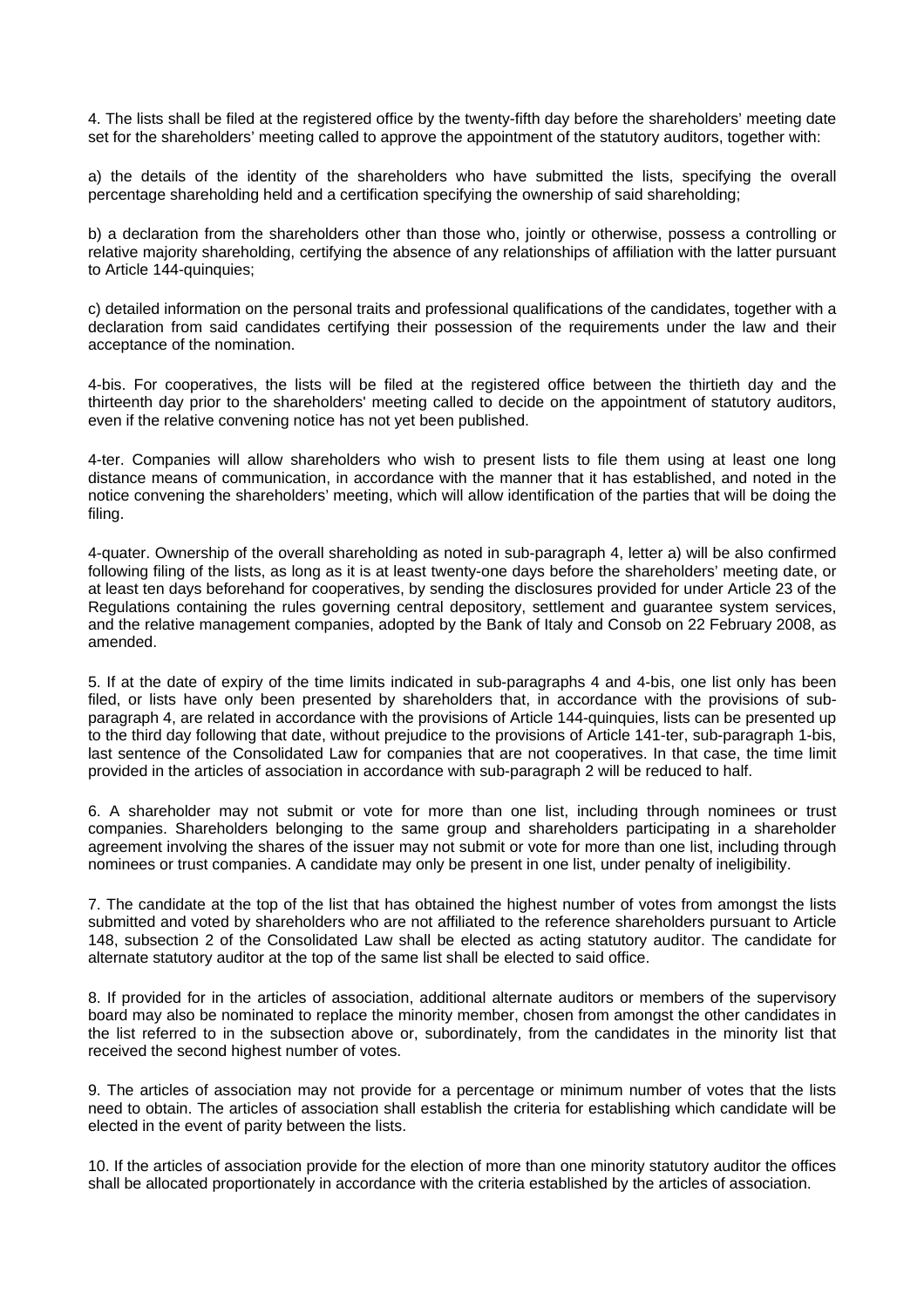4. The lists shall be filed at the registered office by the twenty-fifth day before the shareholders' meeting date set for the shareholders' meeting called to approve the appointment of the statutory auditors, together with:

a) the details of the identity of the shareholders who have submitted the lists, specifying the overall percentage shareholding held and a certification specifying the ownership of said shareholding;

b) a declaration from the shareholders other than those who, jointly or otherwise, possess a controlling or relative majority shareholding, certifying the absence of any relationships of affiliation with the latter pursuant to Article 144-quinquies;

c) detailed information on the personal traits and professional qualifications of the candidates, together with a declaration from said candidates certifying their possession of the requirements under the law and their acceptance of the nomination.

4-bis. For cooperatives, the lists will be filed at the registered office between the thirtieth day and the thirteenth day prior to the shareholders' meeting called to decide on the appointment of statutory auditors, even if the relative convening notice has not yet been published.

4-ter. Companies will allow shareholders who wish to present lists to file them using at least one long distance means of communication, in accordance with the manner that it has established, and noted in the notice convening the shareholders' meeting, which will allow identification of the parties that will be doing the filing.

4-quater. Ownership of the overall shareholding as noted in sub-paragraph 4, letter a) will be also confirmed following filing of the lists, as long as it is at least twenty-one days before the shareholders' meeting date, or at least ten days beforehand for cooperatives, by sending the disclosures provided for under Article 23 of the Regulations containing the rules governing central depository, settlement and guarantee system services, and the relative management companies, adopted by the Bank of Italy and Consob on 22 February 2008, as amended.

5. If at the date of expiry of the time limits indicated in sub-paragraphs 4 and 4-bis, one list only has been filed, or lists have only been presented by shareholders that, in accordance with the provisions of sub-paragraph 4, are related in accordance with the provisions of Article 144-quinquies, lists can be presented up to the third day following that date, without prejudice to the provisions of Article 141-ter, sub-paragraph 1-bis, last sentence of the Consolidated Law for companies that are not cooperatives. In that case, the time limit provided in the articles of association in accordance with sub-paragraph 2 will be reduced to half.

6. A shareholder may not submit or vote for more than one list, including through nominees or trust companies. Shareholders belonging to the same group and shareholders participating in a shareholder agreement involving the shares of the issuer may not submit or vote for more than one list, including through nominees or trust companies. A candidate may only be present in one list, under penalty of ineligibility.

7. The candidate at the top of the list that has obtained the highest number of votes from amongst the lists submitted and voted by shareholders who are not affiliated to the reference shareholders pursuant to Article 148, subsection 2 of the Consolidated Law shall be elected as acting statutory auditor. The candidate for alternate statutory auditor at the top of the same list shall be elected to said office.

8. If provided for in the articles of association, additional alternate auditors or members of the supervisory board may also be nominated to replace the minority member, chosen from amongst the other candidates in the list referred to in the subsection above or, subordinately, from the candidates in the minority list that received the second highest number of votes.

9. The articles of association may not provide for a percentage or minimum number of votes that the lists need to obtain. The articles of association shall establish the criteria for establishing which candidate will be elected in the event of parity between the lists.

10. If the articles of association provide for the election of more than one minority statutory auditor the offices shall be allocated proportionately in accordance with the criteria established by the articles of association.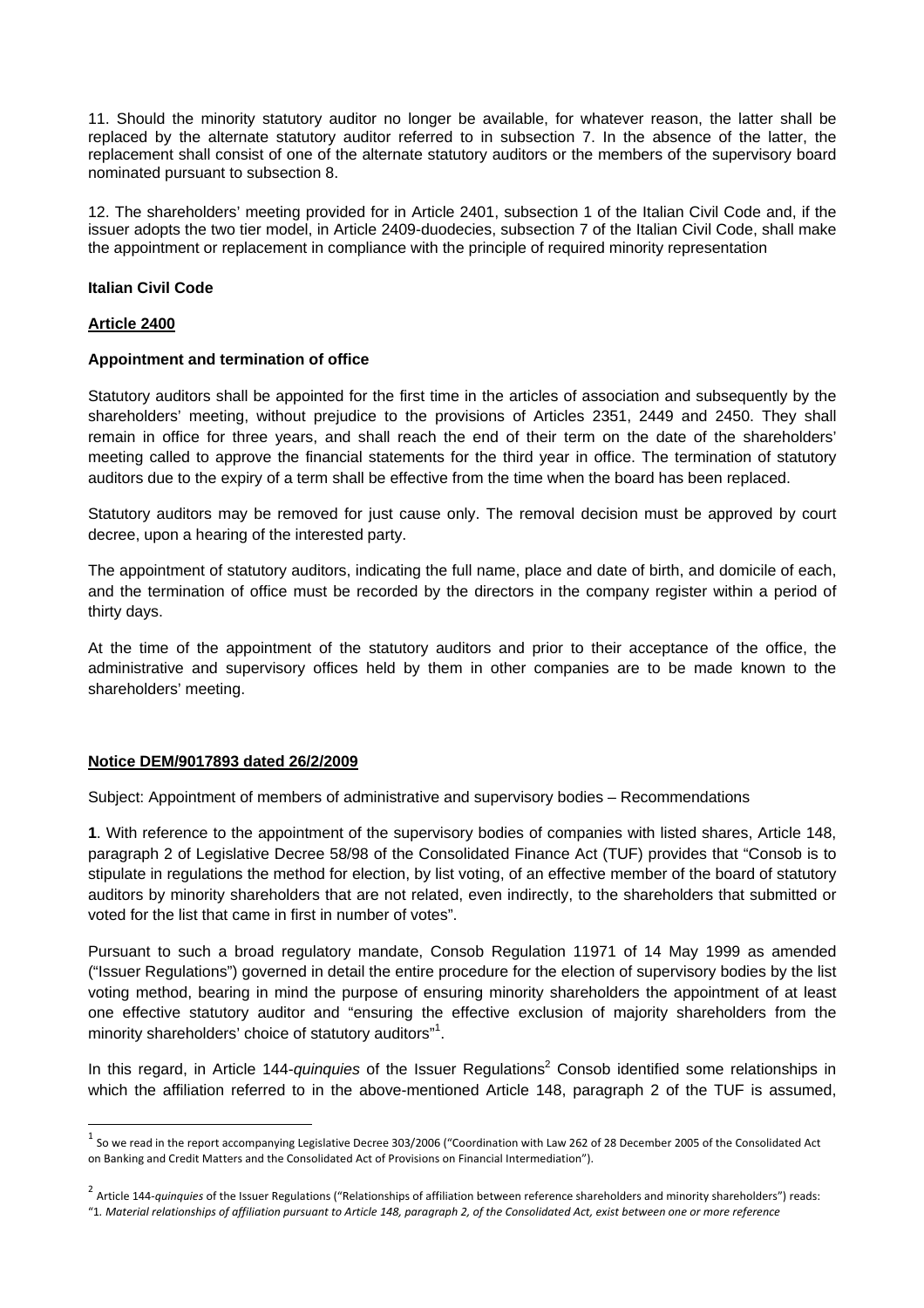11. Should the minority statutory auditor no longer be available, for whatever reason, the latter shall be replaced by the alternate statutory auditor referred to in subsection 7. In the absence of the latter, the replacement shall consist of one of the alternate statutory auditors or the members of the supervisory board nominated pursuant to subsection 8.

12. The shareholders' meeting provided for in Article 2401, subsection 1 of the Italian Civil Code and, if the issuer adopts the two tier model, in Article 2409-duodecies, subsection 7 of the Italian Civil Code, shall make the appointment or replacement in compliance with the principle of required minority representation

**Italian Civil Code**

**Article 2400**

**Appointment and termination of office**

Statutory auditors shall be appointed for the first time in the articles of association and subsequently by the shareholders' meeting, without prejudice to the provisions of Articles 2351, 2449 and 2450. They shall remain in office for three years, and shall reach the end of their term on the date of the shareholders' meeting called to approve the financial statements for the third year in office. The termination of statutory auditors due to the expiry of a term shall be effective from the time when the board has been replaced.

Statutory auditors may be removed for just cause only. The removal decision must be approved by court decree, upon a hearing of the interested party.

The appointment of statutory auditors, indicating the full name, place and date of birth, and domicile of each, and the termination of office must be recorded by the directors in the company register within a period of thirty days.

At the time of the appointment of the statutory auditors and prior to their acceptance of the office, the administrative and supervisory offices held by them in other companies are to be made known to the shareholders' meeting.

**Notice DEM/9017893 dated 26/2/2009**

Subject: Appointment of members of administrative and supervisory bodies – Recommendations

**1**. With reference to the appointment of the supervisory bodies of companies with listed shares, Article 148, paragraph 2 of Legislative Decree 58/98 of the Consolidated Finance Act (TUF) provides that "Consob is to stipulate in regulations the method for election, by list voting, of an effective member of the board of statutory auditors by minority shareholders that are not related, even indirectly, to the shareholders that submitted or voted for the list that came in first in number of votes".

Pursuant to such a broad regulatory mandate, Consob Regulation 11971 of 14 May 1999 as amended ("Issuer Regulations") governed in detail the entire procedure for the election of supervisory bodies by the list voting method, bearing in mind the purpose of ensuring minority shareholders the appointment of at least one effective statutory auditor and "ensuring the effective exclusion of majority shareholders from the minority shareholders' choice of statutory auditors"[1].

In this regard, in Article 144-*quinquies* of the Issuer Regulations[2] Consob identified some relationships in which the affiliation referred to in the above-mentioned Article 148, paragraph 2 of the TUF is assumed,

[1] So we read in the report accompanying Legislative Decree 303/2006 ("Coordination with Law 262 of 28 December 2005 of the Consolidated Act on Banking and Credit Matters and the Consolidated Act of Provisions on Financial Intermediation").

[2] Article 144-*quinquies* of the Issuer Regulations ("Relationships of affiliation between reference shareholders and minority shareholders") reads: "1. *Material relationships of affiliation pursuant to Article 148, paragraph 2, of the Consolidated Act, exist between one or more reference*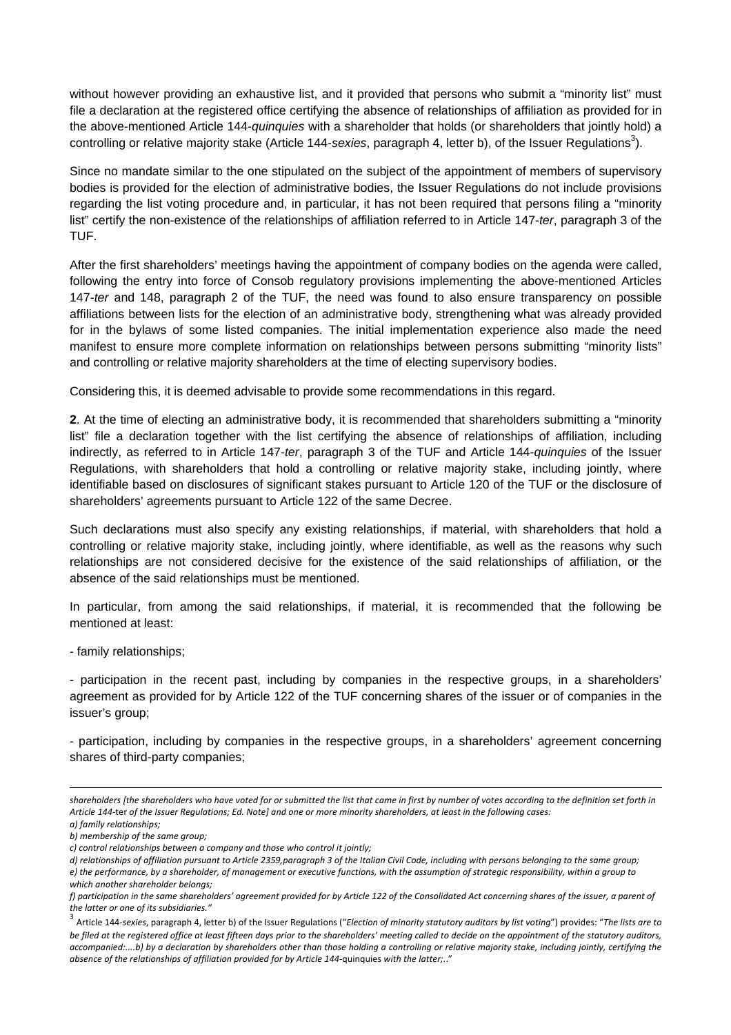without however providing an exhaustive list, and it provided that persons who submit a "minority list" must file a declaration at the registered office certifying the absence of relationships of affiliation as provided for in the above-mentioned Article 144-*quinquies* with a shareholder that holds (or shareholders that jointly hold) a controlling or relative majority stake (Article 144-*sexies*, paragraph 4, letter b), of the Issuer Regulations[3]).

Since no mandate similar to the one stipulated on the subject of the appointment of members of supervisory bodies is provided for the election of administrative bodies, the Issuer Regulations do not include provisions regarding the list voting procedure and, in particular, it has not been required that persons filing a "minority list" certify the non-existence of the relationships of affiliation referred to in Article 147-*ter*, paragraph 3 of the TUF.

After the first shareholders' meetings having the appointment of company bodies on the agenda were called, following the entry into force of Consob regulatory provisions implementing the above-mentioned Articles 147-*ter* and 148, paragraph 2 of the TUF, the need was found to also ensure transparency on possible affiliations between lists for the election of an administrative body, strengthening what was already provided for in the bylaws of some listed companies. The initial implementation experience also made the need manifest to ensure more complete information on relationships between persons submitting "minority lists" and controlling or relative majority shareholders at the time of electing supervisory bodies.

Considering this, it is deemed advisable to provide some recommendations in this regard.

**2**. At the time of electing an administrative body, it is recommended that shareholders submitting a "minority list" file a declaration together with the list certifying the absence of relationships of affiliation, including indirectly, as referred to in Article 147-*ter*, paragraph 3 of the TUF and Article 144-*quinquies* of the Issuer Regulations, with shareholders that hold a controlling or relative majority stake, including jointly, where identifiable based on disclosures of significant stakes pursuant to Article 120 of the TUF or the disclosure of shareholders' agreements pursuant to Article 122 of the same Decree.

Such declarations must also specify any existing relationships, if material, with shareholders that hold a controlling or relative majority stake, including jointly, where identifiable, as well as the reasons why such relationships are not considered decisive for the existence of the said relationships of affiliation, or the absence of the said relationships must be mentioned.

In particular, from among the said relationships, if material, it is recommended that the following be mentioned at least:

- family relationships;

- participation in the recent past, including by companies in the respective groups, in a shareholders' agreement as provided for by Article 122 of the TUF concerning shares of the issuer or of companies in the issuer's group;

- participation, including by companies in the respective groups, in a shareholders' agreement concerning shares of third-party companies;

---

*shareholders [the shareholders who have voted for or submitted the list that came in first by number of votes according to the definition set forth in Article 144-*ter *of the Issuer Regulations; Ed. Note] and one or more minority shareholders, at least in the following cases:*

*a) family relationships;*

*b) membership of the same group;*

*c) control relationships between a company and those who control it jointly;*

*d) relationships of affiliation pursuant to Article 2359,paragraph 3 of the Italian Civil Code, including with persons belonging to the same group;*

*e) the performance, by a shareholder, of management or executive functions, with the assumption of strategic responsibility, within a group to which another shareholder belongs;*

*f) participation in the same shareholders' agreement provided for by Article 122 of the Consolidated Act concerning shares of the issuer, a parent of the latter or one of its subsidiaries."*

[3] Article 144-*sexies*, paragraph 4, letter b) of the Issuer Regulations ("*Election of minority statutory auditors by list voting*") provides: "*The lists are to be filed at the registered office at least fifteen days prior to the shareholders' meeting called to decide on the appointment of the statutory auditors, accompanied:....b) by a declaration by shareholders other than those holding a controlling or relative majority stake, including jointly, certifying the absence of the relationships of affiliation provided for by Article 144-*quinquies *with the latter;..*"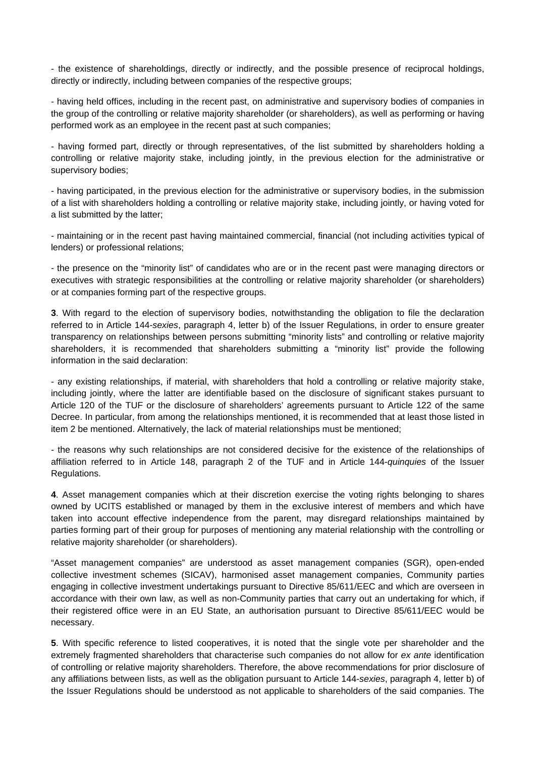- the existence of shareholdings, directly or indirectly, and the possible presence of reciprocal holdings, directly or indirectly, including between companies of the respective groups;

- having held offices, including in the recent past, on administrative and supervisory bodies of companies in the group of the controlling or relative majority shareholder (or shareholders), as well as performing or having performed work as an employee in the recent past at such companies;

- having formed part, directly or through representatives, of the list submitted by shareholders holding a controlling or relative majority stake, including jointly, in the previous election for the administrative or supervisory bodies;

- having participated, in the previous election for the administrative or supervisory bodies, in the submission of a list with shareholders holding a controlling or relative majority stake, including jointly, or having voted for a list submitted by the latter;

- maintaining or in the recent past having maintained commercial, financial (not including activities typical of lenders) or professional relations;

- the presence on the "minority list" of candidates who are or in the recent past were managing directors or executives with strategic responsibilities at the controlling or relative majority shareholder (or shareholders) or at companies forming part of the respective groups.

**3**. With regard to the election of supervisory bodies, notwithstanding the obligation to file the declaration referred to in Article 144-*sexies*, paragraph 4, letter b) of the Issuer Regulations, in order to ensure greater transparency on relationships between persons submitting "minority lists" and controlling or relative majority shareholders, it is recommended that shareholders submitting a "minority list" provide the following information in the said declaration:

- any existing relationships, if material, with shareholders that hold a controlling or relative majority stake, including jointly, where the latter are identifiable based on the disclosure of significant stakes pursuant to Article 120 of the TUF or the disclosure of shareholders' agreements pursuant to Article 122 of the same Decree. In particular, from among the relationships mentioned, it is recommended that at least those listed in item 2 be mentioned. Alternatively, the lack of material relationships must be mentioned;

- the reasons why such relationships are not considered decisive for the existence of the relationships of affiliation referred to in Article 148, paragraph 2 of the TUF and in Article 144-*quinquies* of the Issuer Regulations.

**4**. Asset management companies which at their discretion exercise the voting rights belonging to shares owned by UCITS established or managed by them in the exclusive interest of members and which have taken into account effective independence from the parent, may disregard relationships maintained by parties forming part of their group for purposes of mentioning any material relationship with the controlling or relative majority shareholder (or shareholders).

"Asset management companies" are understood as asset management companies (SGR), open-ended collective investment schemes (SICAV), harmonised asset management companies, Community parties engaging in collective investment undertakings pursuant to Directive 85/611/EEC and which are overseen in accordance with their own law, as well as non-Community parties that carry out an undertaking for which, if their registered office were in an EU State, an authorisation pursuant to Directive 85/611/EEC would be necessary.

**5**. With specific reference to listed cooperatives, it is noted that the single vote per shareholder and the extremely fragmented shareholders that characterise such companies do not allow for *ex ante* identification of controlling or relative majority shareholders. Therefore, the above recommendations for prior disclosure of any affiliations between lists, as well as the obligation pursuant to Article 144-*sexies*, paragraph 4, letter b) of the Issuer Regulations should be understood as not applicable to shareholders of the said companies. The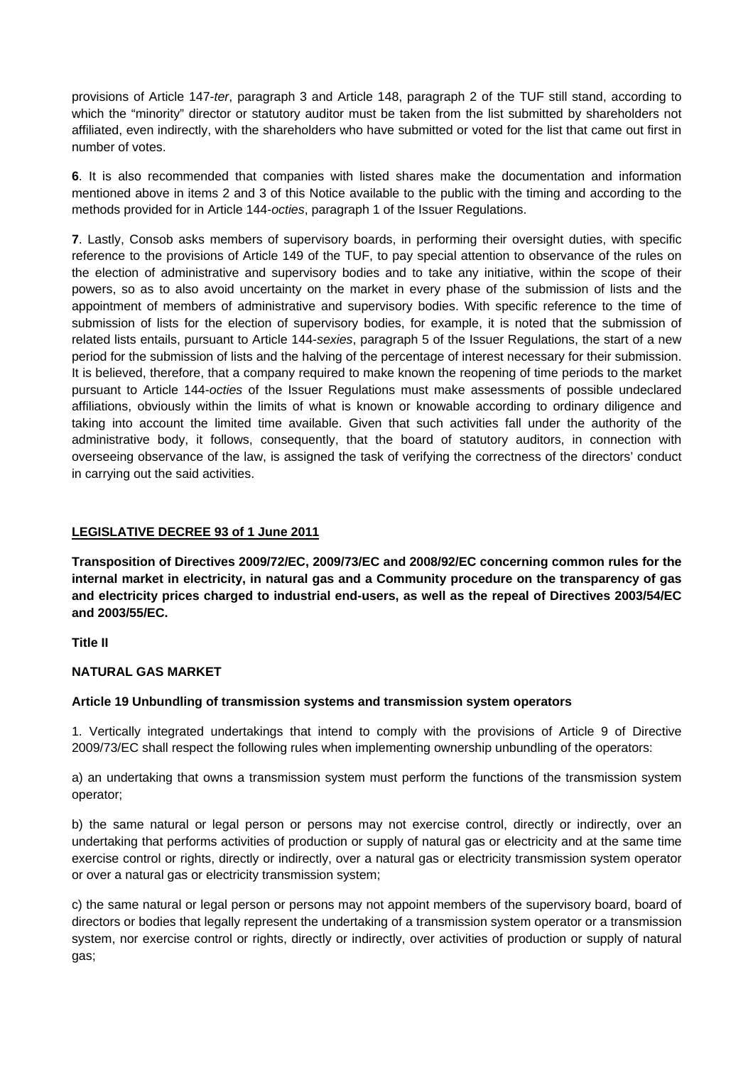provisions of Article 147-*ter*, paragraph 3 and Article 148, paragraph 2 of the TUF still stand, according to which the "minority" director or statutory auditor must be taken from the list submitted by shareholders not affiliated, even indirectly, with the shareholders who have submitted or voted for the list that came out first in number of votes.

**6**. It is also recommended that companies with listed shares make the documentation and information mentioned above in items 2 and 3 of this Notice available to the public with the timing and according to the methods provided for in Article 144-*octies*, paragraph 1 of the Issuer Regulations.

**7**. Lastly, Consob asks members of supervisory boards, in performing their oversight duties, with specific reference to the provisions of Article 149 of the TUF, to pay special attention to observance of the rules on the election of administrative and supervisory bodies and to take any initiative, within the scope of their powers, so as to also avoid uncertainty on the market in every phase of the submission of lists and the appointment of members of administrative and supervisory bodies. With specific reference to the time of submission of lists for the election of supervisory bodies, for example, it is noted that the submission of related lists entails, pursuant to Article 144-*sexies*, paragraph 5 of the Issuer Regulations, the start of a new period for the submission of lists and the halving of the percentage of interest necessary for their submission. It is believed, therefore, that a company required to make known the reopening of time periods to the market pursuant to Article 144-*octies* of the Issuer Regulations must make assessments of possible undeclared affiliations, obviously within the limits of what is known or knowable according to ordinary diligence and taking into account the limited time available. Given that such activities fall under the authority of the administrative body, it follows, consequently, that the board of statutory auditors, in connection with overseeing observance of the law, is assigned the task of verifying the correctness of the directors' conduct in carrying out the said activities.

## LEGISLATIVE DECREE 93 of 1 June 2011

**Transposition of Directives 2009/72/EC, 2009/73/EC and 2008/92/EC concerning common rules for the internal market in electricity, in natural gas and a Community procedure on the transparency of gas and electricity prices charged to industrial end-users, as well as the repeal of Directives 2003/54/EC and 2003/55/EC.**

**Title II**

**NATURAL GAS MARKET**

**Article 19 Unbundling of transmission systems and transmission system operators**

1. Vertically integrated undertakings that intend to comply with the provisions of Article 9 of Directive 2009/73/EC shall respect the following rules when implementing ownership unbundling of the operators:

a) an undertaking that owns a transmission system must perform the functions of the transmission system operator;

b) the same natural or legal person or persons may not exercise control, directly or indirectly, over an undertaking that performs activities of production or supply of natural gas or electricity and at the same time exercise control or rights, directly or indirectly, over a natural gas or electricity transmission system operator or over a natural gas or electricity transmission system;

c) the same natural or legal person or persons may not appoint members of the supervisory board, board of directors or bodies that legally represent the undertaking of a transmission system operator or a transmission system, nor exercise control or rights, directly or indirectly, over activities of production or supply of natural gas;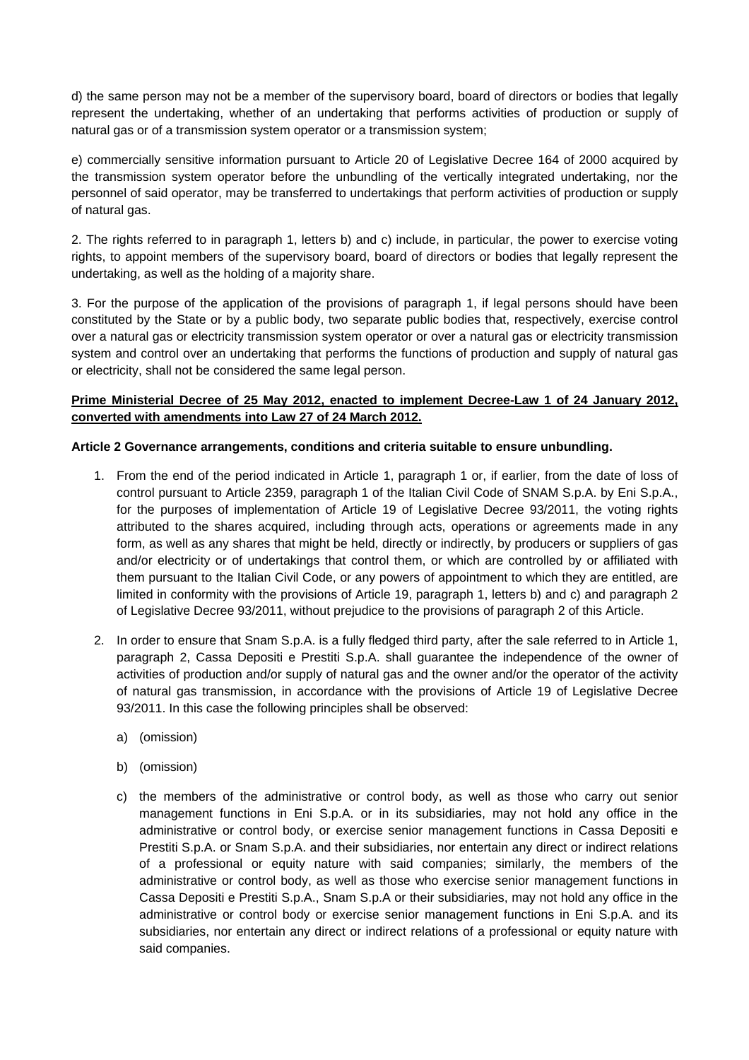d) the same person may not be a member of the supervisory board, board of directors or bodies that legally represent the undertaking, whether of an undertaking that performs activities of production or supply of natural gas or of a transmission system operator or a transmission system;

e) commercially sensitive information pursuant to Article 20 of Legislative Decree 164 of 2000 acquired by the transmission system operator before the unbundling of the vertically integrated undertaking, nor the personnel of said operator, may be transferred to undertakings that perform activities of production or supply of natural gas.

2. The rights referred to in paragraph 1, letters b) and c) include, in particular, the power to exercise voting rights, to appoint members of the supervisory board, board of directors or bodies that legally represent the undertaking, as well as the holding of a majority share.

3. For the purpose of the application of the provisions of paragraph 1, if legal persons should have been constituted by the State or by a public body, two separate public bodies that, respectively, exercise control over a natural gas or electricity transmission system operator or over a natural gas or electricity transmission system and control over an undertaking that performs the functions of production and supply of natural gas or electricity, shall not be considered the same legal person.

**Prime Ministerial Decree of 25 May 2012, enacted to implement Decree-Law 1 of 24 January 2012, converted with amendments into Law 27 of 24 March 2012.**

**Article 2 Governance arrangements, conditions and criteria suitable to ensure unbundling.**

1. From the end of the period indicated in Article 1, paragraph 1 or, if earlier, from the date of loss of control pursuant to Article 2359, paragraph 1 of the Italian Civil Code of SNAM S.p.A. by Eni S.p.A., for the purposes of implementation of Article 19 of Legislative Decree 93/2011, the voting rights attributed to the shares acquired, including through acts, operations or agreements made in any form, as well as any shares that might be held, directly or indirectly, by producers or suppliers of gas and/or electricity or of undertakings that control them, or which are controlled by or affiliated with them pursuant to the Italian Civil Code, or any powers of appointment to which they are entitled, are limited in conformity with the provisions of Article 19, paragraph 1, letters b) and c) and paragraph 2 of Legislative Decree 93/2011, without prejudice to the provisions of paragraph 2 of this Article.

2. In order to ensure that Snam S.p.A. is a fully fledged third party, after the sale referred to in Article 1, paragraph 2, Cassa Depositi e Prestiti S.p.A. shall guarantee the independence of the owner of activities of production and/or supply of natural gas and the owner and/or the operator of the activity of natural gas transmission, in accordance with the provisions of Article 19 of Legislative Decree 93/2011. In this case the following principles shall be observed:

   a) (omission)

   b) (omission)

   c) the members of the administrative or control body, as well as those who carry out senior management functions in Eni S.p.A. or in its subsidiaries, may not hold any office in the administrative or control body, or exercise senior management functions in Cassa Depositi e Prestiti S.p.A. or Snam S.p.A. and their subsidiaries, nor entertain any direct or indirect relations of a professional or equity nature with said companies; similarly, the members of the administrative or control body, as well as those who exercise senior management functions in Cassa Depositi e Prestiti S.p.A., Snam S.p.A or their subsidiaries, may not hold any office in the administrative or control body or exercise senior management functions in Eni S.p.A. and its subsidiaries, nor entertain any direct or indirect relations of a professional or equity nature with said companies.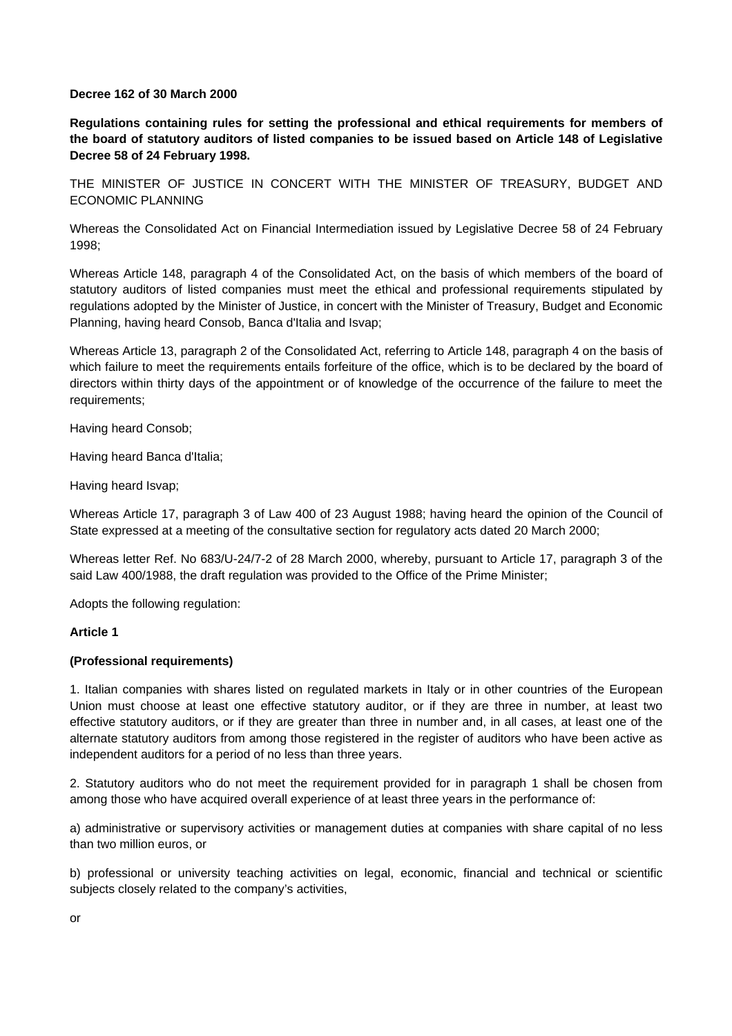**Decree 162 of 30 March 2000**

**Regulations containing rules for setting the professional and ethical requirements for members of the board of statutory auditors of listed companies to be issued based on Article 148 of Legislative Decree 58 of 24 February 1998.**

THE MINISTER OF JUSTICE IN CONCERT WITH THE MINISTER OF TREASURY, BUDGET AND ECONOMIC PLANNING

Whereas the Consolidated Act on Financial Intermediation issued by Legislative Decree 58 of 24 February 1998;

Whereas Article 148, paragraph 4 of the Consolidated Act, on the basis of which members of the board of statutory auditors of listed companies must meet the ethical and professional requirements stipulated by regulations adopted by the Minister of Justice, in concert with the Minister of Treasury, Budget and Economic Planning, having heard Consob, Banca d'Italia and Isvap;

Whereas Article 13, paragraph 2 of the Consolidated Act, referring to Article 148, paragraph 4 on the basis of which failure to meet the requirements entails forfeiture of the office, which is to be declared by the board of directors within thirty days of the appointment or of knowledge of the occurrence of the failure to meet the requirements;

Having heard Consob;

Having heard Banca d'Italia;

Having heard Isvap;

Whereas Article 17, paragraph 3 of Law 400 of 23 August 1988; having heard the opinion of the Council of State expressed at a meeting of the consultative section for regulatory acts dated 20 March 2000;

Whereas letter Ref. No 683/U-24/7-2 of 28 March 2000, whereby, pursuant to Article 17, paragraph 3 of the said Law 400/1988, the draft regulation was provided to the Office of the Prime Minister;

Adopts the following regulation:

**Article 1**

**(Professional requirements)**

1. Italian companies with shares listed on regulated markets in Italy or in other countries of the European Union must choose at least one effective statutory auditor, or if they are three in number, at least two effective statutory auditors, or if they are greater than three in number and, in all cases, at least one of the alternate statutory auditors from among those registered in the register of auditors who have been active as independent auditors for a period of no less than three years.

2. Statutory auditors who do not meet the requirement provided for in paragraph 1 shall be chosen from among those who have acquired overall experience of at least three years in the performance of:

a) administrative or supervisory activities or management duties at companies with share capital of no less than two million euros, or

b) professional or university teaching activities on legal, economic, financial and technical or scientific subjects closely related to the company's activities,

or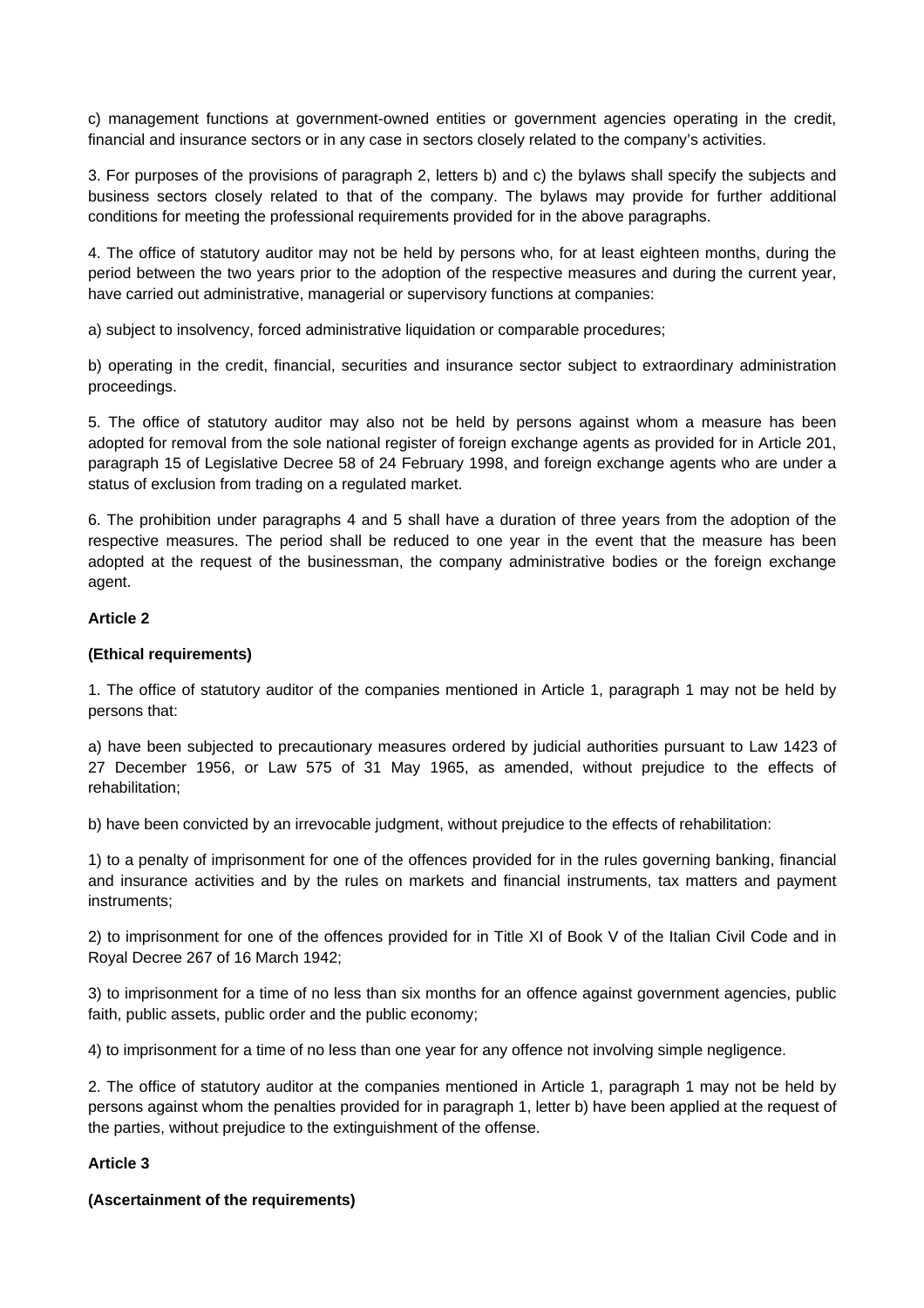c) management functions at government-owned entities or government agencies operating in the credit, financial and insurance sectors or in any case in sectors closely related to the company's activities.

3. For purposes of the provisions of paragraph 2, letters b) and c) the bylaws shall specify the subjects and business sectors closely related to that of the company. The bylaws may provide for further additional conditions for meeting the professional requirements provided for in the above paragraphs.

4. The office of statutory auditor may not be held by persons who, for at least eighteen months, during the period between the two years prior to the adoption of the respective measures and during the current year, have carried out administrative, managerial or supervisory functions at companies:

a) subject to insolvency, forced administrative liquidation or comparable procedures;

b) operating in the credit, financial, securities and insurance sector subject to extraordinary administration proceedings.

5. The office of statutory auditor may also not be held by persons against whom a measure has been adopted for removal from the sole national register of foreign exchange agents as provided for in Article 201, paragraph 15 of Legislative Decree 58 of 24 February 1998, and foreign exchange agents who are under a status of exclusion from trading on a regulated market.

6. The prohibition under paragraphs 4 and 5 shall have a duration of three years from the adoption of the respective measures. The period shall be reduced to one year in the event that the measure has been adopted at the request of the businessman, the company administrative bodies or the foreign exchange agent.

**Article 2**

**(Ethical requirements)**

1. The office of statutory auditor of the companies mentioned in Article 1, paragraph 1 may not be held by persons that:

a) have been subjected to precautionary measures ordered by judicial authorities pursuant to Law 1423 of 27 December 1956, or Law 575 of 31 May 1965, as amended, without prejudice to the effects of rehabilitation;

b) have been convicted by an irrevocable judgment, without prejudice to the effects of rehabilitation:

1) to a penalty of imprisonment for one of the offences provided for in the rules governing banking, financial and insurance activities and by the rules on markets and financial instruments, tax matters and payment instruments;

2) to imprisonment for one of the offences provided for in Title XI of Book V of the Italian Civil Code and in Royal Decree 267 of 16 March 1942;

3) to imprisonment for a time of no less than six months for an offence against government agencies, public faith, public assets, public order and the public economy;

4) to imprisonment for a time of no less than one year for any offence not involving simple negligence.

2. The office of statutory auditor at the companies mentioned in Article 1, paragraph 1 may not be held by persons against whom the penalties provided for in paragraph 1, letter b) have been applied at the request of the parties, without prejudice to the extinguishment of the offense.

**Article 3**

**(Ascertainment of the requirements)**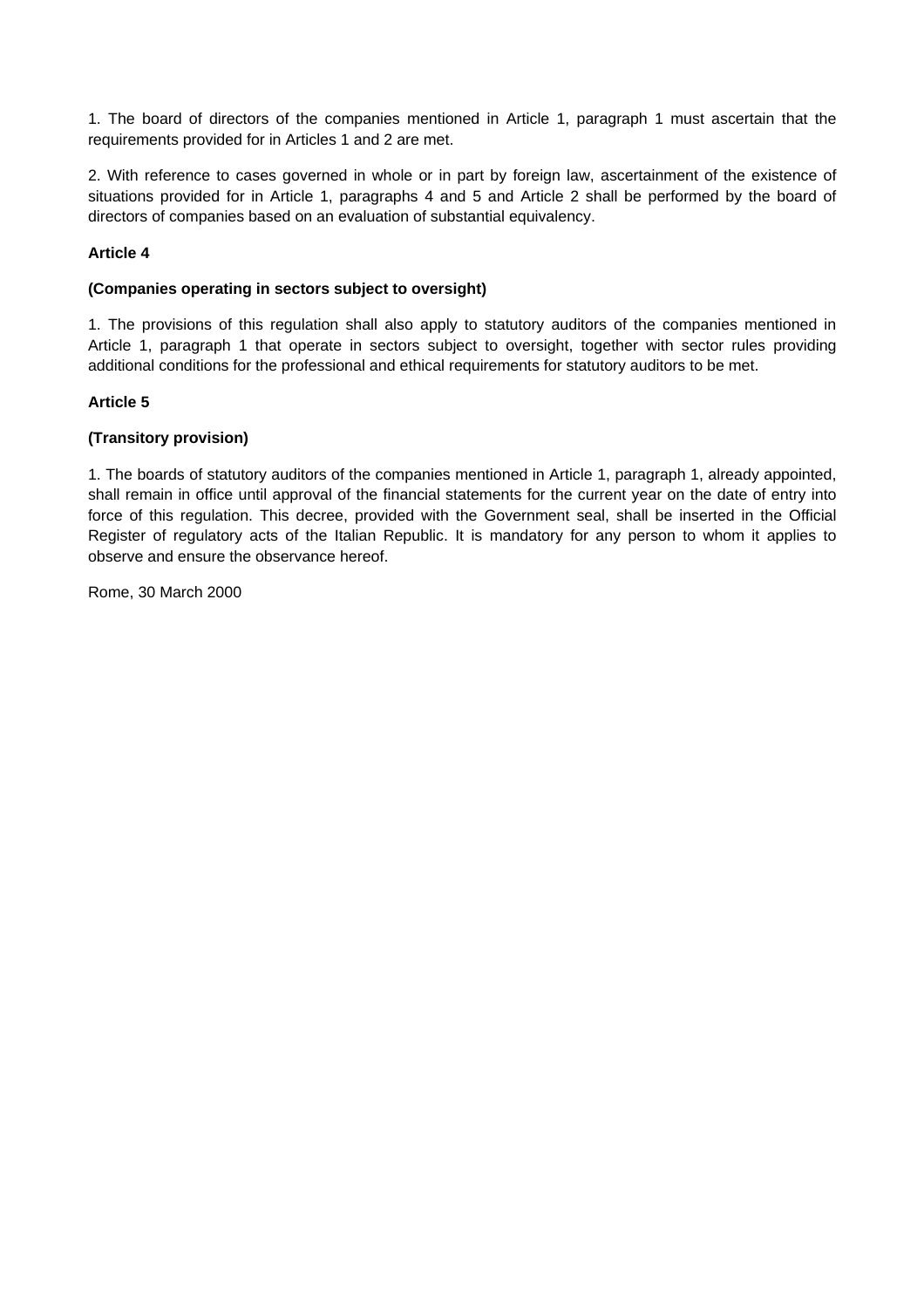1. The board of directors of the companies mentioned in Article 1, paragraph 1 must ascertain that the requirements provided for in Articles 1 and 2 are met.

2. With reference to cases governed in whole or in part by foreign law, ascertainment of the existence of situations provided for in Article 1, paragraphs 4 and 5 and Article 2 shall be performed by the board of directors of companies based on an evaluation of substantial equivalency.

**Article 4**

**(Companies operating in sectors subject to oversight)**

1. The provisions of this regulation shall also apply to statutory auditors of the companies mentioned in Article 1, paragraph 1 that operate in sectors subject to oversight, together with sector rules providing additional conditions for the professional and ethical requirements for statutory auditors to be met.

**Article 5**

**(Transitory provision)**

1. The boards of statutory auditors of the companies mentioned in Article 1, paragraph 1, already appointed, shall remain in office until approval of the financial statements for the current year on the date of entry into force of this regulation. This decree, provided with the Government seal, shall be inserted in the Official Register of regulatory acts of the Italian Republic. It is mandatory for any person to whom it applies to observe and ensure the observance hereof.

Rome, 30 March 2000